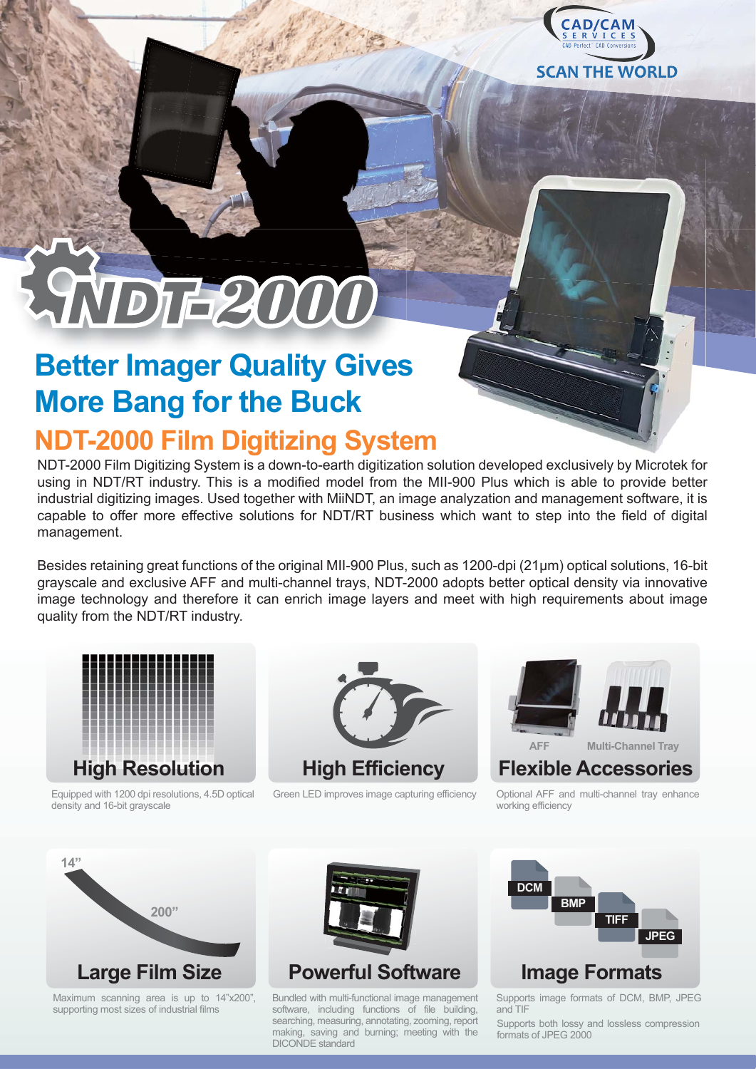CAD/CAM SERVICES

CAD Perfect® CAD Conversions

SCAN THE WORLD

# NDT-2000

## Better Imager Quality Gives More Bang for the Buck

## NDT-2000 Film Digitizing System

NDT-2000 Film Digitizing System is a down-to-earth digitization solution developed exclusively by Microtek for using in NDT/RT industry. This is a modified model from the MII-900 Plus which is able to provide better industrial digitizing images. Used together with MiiNDT, an image analyzation and management software, it is capable to offer more effective solutions for NDT/RT business which want to step into the field of digital management.

Besides retaining great functions of the original MII-900 Plus, such as 1200-dpi (21μm) optical solutions, 16-bit grayscale and exclusive AFF and multi-channel trays, NDT-2000 adopts better optical density via innovative image technology and therefore it can enrich image layers and meet with high requirements about image quality from the NDT/RT industry.

### High Resolution

Equipped with 1200 dpi resolutions, 4.5D optical density and 16-bit grayscale

### High Efficiency

Green LED improves image capturing efficiency

### Flexible Accessories

AFF    Multi-Channel Tray

Optional AFF and multi-channel tray enhance working efficiency

### Large Film Size

14”    200”

Maximum scanning area is up to 14”x200”, supporting most sizes of industrial films

### Powerful Software

Bundled with multi-functional image management software, including functions of file building, searching, measuring, annotating, zooming, report making, saving and burning; meeting with the DICONDE standard

### Image Formats

DCM    BMP    TIFF    JPEG

Supports image formats of DCM, BMP, JPEG and TIF

Supports both lossy and lossless compression formats of JPEG 2000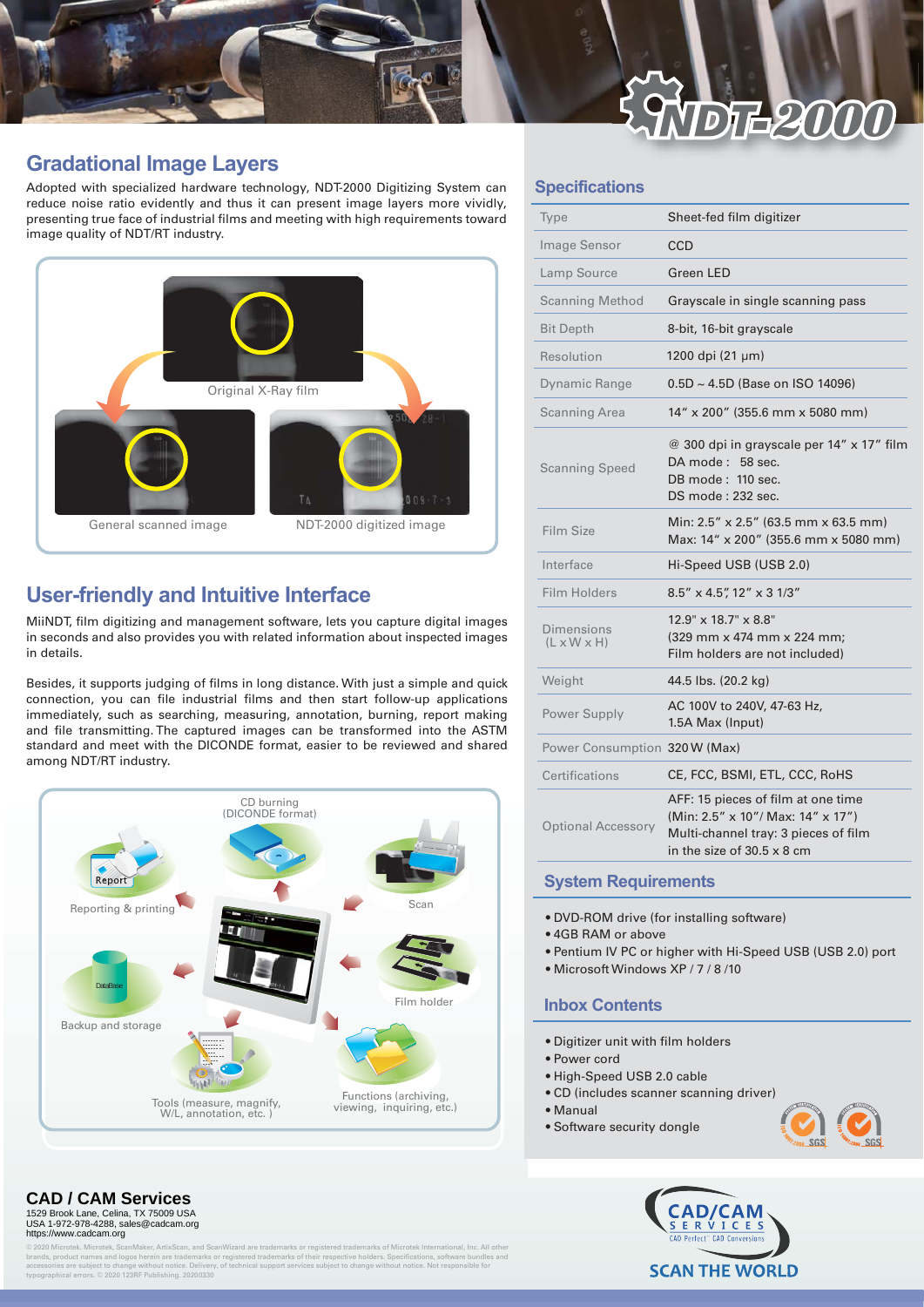## Gradational Image Layers

Adopted with specialized hardware technology, NDT-2000 Digitizing System can reduce noise ratio evidently and thus it can present image layers more vividly, presenting true face of industrial films and meeting with high requirements toward image quality of NDT/RT industry.

Original X-Ray film

General scanned image

NDT-2000 digitized image

## User-friendly and Intuitive Interface

MiiNDT, film digitizing and management software, lets you capture digital images in seconds and also provides you with related information about inspected images in details.

Besides, it supports judging of films in long distance. With just a simple and quick connection, you can file industrial films and then start follow-up applications immediately, such as searching, measuring, annotation, burning, report making and file transmitting. The captured images can be transformed into the ASTM standard and meet with the DICONDE format, easier to be reviewed and shared among NDT/RT industry.

CD burning (DICONDE format)

Reporting & printing

Scan

Backup and storage

Film holder

Tools (measure, magnify, W/L, annotation, etc. )

Functions (archiving, viewing, inquiring, etc.)

## Specifications

| | |
|---|---|
| Type | Sheet-fed film digitizer |
| Image Sensor | CCD |
| Lamp Source | Green LED |
| Scanning Method | Grayscale in single scanning pass |
| Bit Depth | 8-bit, 16-bit grayscale |
| Resolution | 1200 dpi (21 μm) |
| Dynamic Range | 0.5D ~ 4.5D (Base on ISO 14096) |
| Scanning Area | 14" x 200" (355.6 mm x 5080 mm) |
| Scanning Speed | @ 300 dpi in grayscale per 14" x 17" film<br>DA mode : 58 sec.<br>DB mode : 110 sec.<br>DS mode : 232 sec. |
| Film Size | Min: 2.5" x 2.5" (63.5 mm x 63.5 mm)<br>Max: 14" x 200" (355.6 mm x 5080 mm) |
| Interface | Hi-Speed USB (USB 2.0) |
| Film Holders | 8.5" x 4.5", 12" x 3 1/3" |
| Dimensions (L x W x H) | 12.9" x 18.7" x 8.8"<br>(329 mm x 474 mm x 224 mm;<br>Film holders are not included) |
| Weight | 44.5 lbs. (20.2 kg) |
| Power Supply | AC 100V to 240V, 47-63 Hz,<br>1.5A Max (Input) |
| Power Consumption | 320 W (Max) |
| Certifications | CE, FCC, BSMI, ETL, CCC, RoHS |
| Optional Accessory | AFF: 15 pieces of film at one time<br>(Min: 2.5" x 10"/ Max: 14" x 17")<br>Multi-channel tray: 3 pieces of film<br>in the size of 30.5 x 8 cm |

## System Requirements

- DVD-ROM drive (for installing software)
- 4GB RAM or above
- Pentium IV PC or higher with Hi-Speed USB (USB 2.0) port
- Microsoft Windows XP / 7 / 8 /10

## Inbox Contents

- Digitizer unit with film holders
- Power cord
- High-Speed USB 2.0 cable
- CD (includes scanner scanning driver)
- Manual
- Software security dongle

**CAD / CAM Services**
1529 Brook Lane, Celina, TX 75009 USA
USA 1-972-978-4288, sales@cadcam.org
https://www.cadcam.org

© 2020 Microtek. Microtek, ScanMaker, ArtixScan, and ScanWizard are trademarks or registered trademarks of Microtek International, Inc. All other brands, product names and logos herein are trademarks or registered trademarks of their respective holders. Specifications, software bundles and accessories are subject to change without notice. Delivery, of technical support services subject to change without notice. Not responsible for typographical errors. © 2020 123RF Publishing. 20200330

SCAN THE WORLD